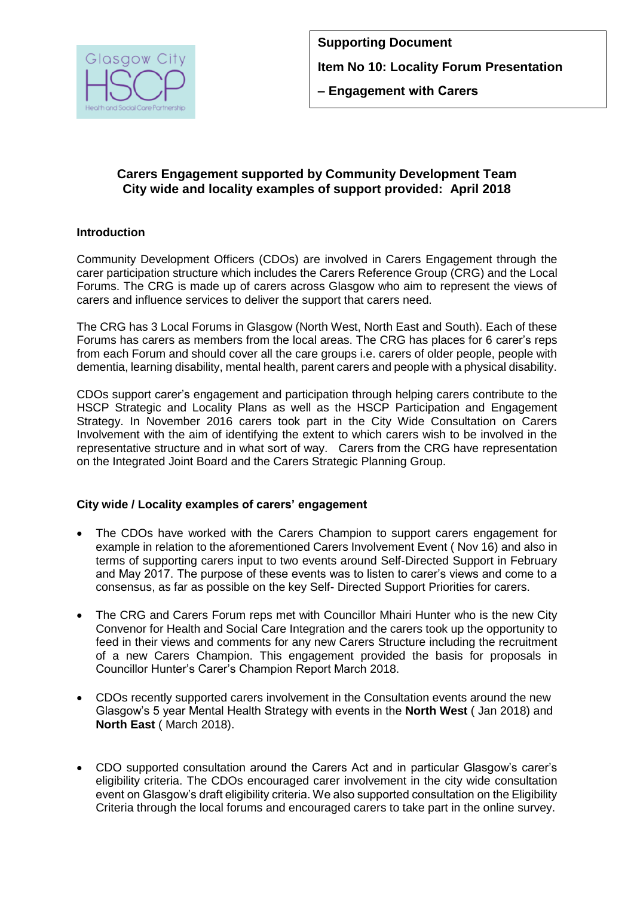**Supporting Document**

**Item No 10: Locality Forum Presentation**

**– Engagement with Carers**

## Carers Engagement supported by Community Development Team City wide and locality examples of support provided: April 2018

### Introduction

Community Development Officers (CDOs) are involved in Carers Engagement through the carer participation structure which includes the Carers Reference Group (CRG) and the Local Forums. The CRG is made up of carers across Glasgow who aim to represent the views of carers and influence services to deliver the support that carers need.

The CRG has 3 Local Forums in Glasgow (North West, North East and South). Each of these Forums has carers as members from the local areas. The CRG has places for 6 carer's reps from each Forum and should cover all the care groups i.e. carers of older people, people with dementia, learning disability, mental health, parent carers and people with a physical disability.

CDOs support carer's engagement and participation through helping carers contribute to the HSCP Strategic and Locality Plans as well as the HSCP Participation and Engagement Strategy. In November 2016 carers took part in the City Wide Consultation on Carers Involvement with the aim of identifying the extent to which carers wish to be involved in the representative structure and in what sort of way. Carers from the CRG have representation on the Integrated Joint Board and the Carers Strategic Planning Group.

### City wide / Locality examples of carers' engagement

- The CDOs have worked with the Carers Champion to support carers engagement for example in relation to the aforementioned Carers Involvement Event ( Nov 16) and also in terms of supporting carers input to two events around Self-Directed Support in February and May 2017. The purpose of these events was to listen to carer's views and come to a consensus, as far as possible on the key Self- Directed Support Priorities for carers.

- The CRG and Carers Forum reps met with Councillor Mhairi Hunter who is the new City Convenor for Health and Social Care Integration and the carers took up the opportunity to feed in their views and comments for any new Carers Structure including the recruitment of a new Carers Champion. This engagement provided the basis for proposals in Councillor Hunter's Carer's Champion Report March 2018.

- CDOs recently supported carers involvement in the Consultation events around the new Glasgow's 5 year Mental Health Strategy with events in the **North West** ( Jan 2018) and **North East** ( March 2018).

- CDO supported consultation around the Carers Act and in particular Glasgow's carer's eligibility criteria. The CDOs encouraged carer involvement in the city wide consultation event on Glasgow's draft eligibility criteria. We also supported consultation on the Eligibility Criteria through the local forums and encouraged carers to take part in the online survey.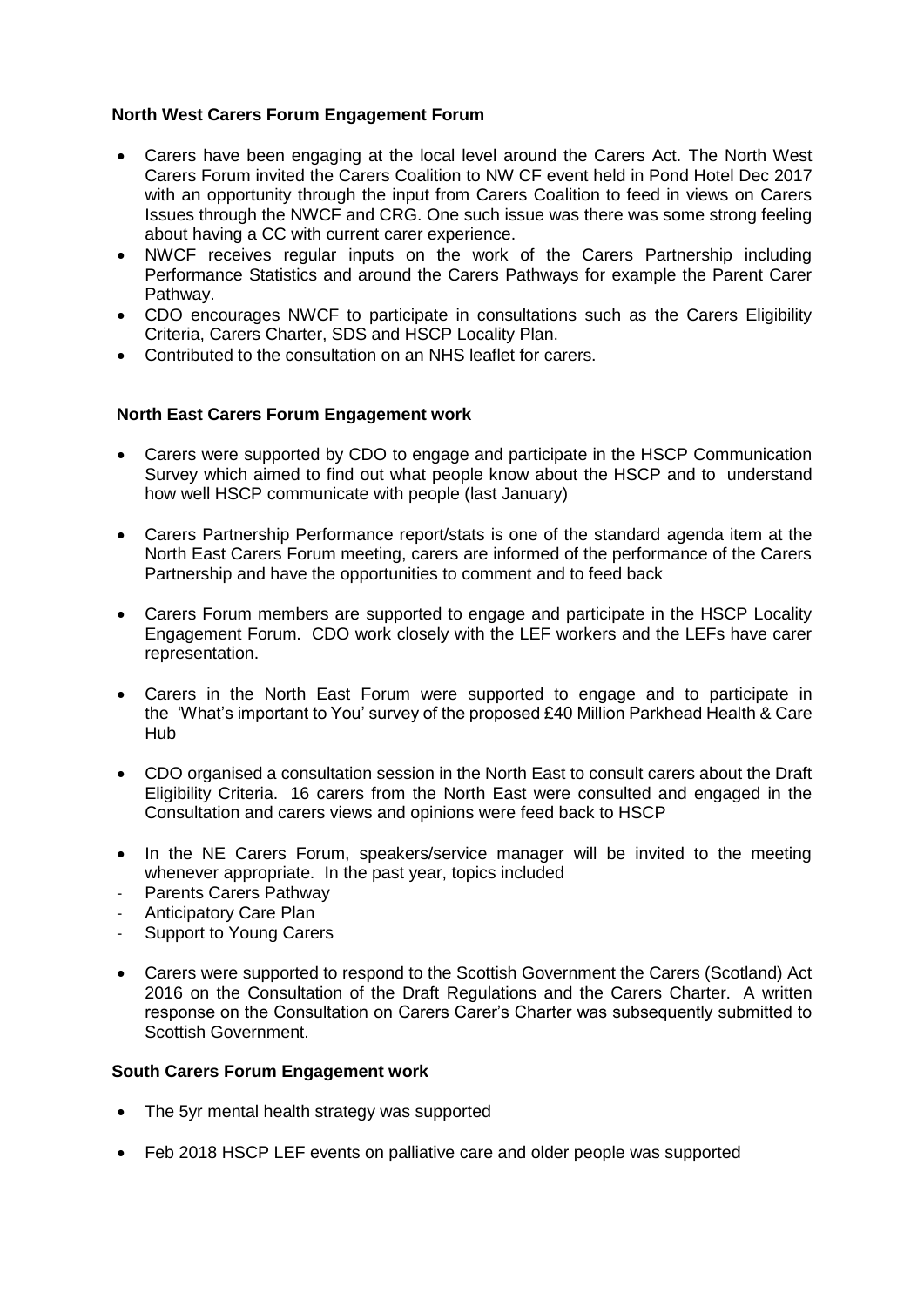**North West Carers Forum Engagement Forum**

- Carers have been engaging at the local level around the Carers Act. The North West Carers Forum invited the Carers Coalition to NW CF event held in Pond Hotel Dec 2017 with an opportunity through the input from Carers Coalition to feed in views on Carers Issues through the NWCF and CRG. One such issue was there was some strong feeling about having a CC with current carer experience.
- NWCF receives regular inputs on the work of the Carers Partnership including Performance Statistics and around the Carers Pathways for example the Parent Carer Pathway.
- CDO encourages NWCF to participate in consultations such as the Carers Eligibility Criteria, Carers Charter, SDS and HSCP Locality Plan.
- Contributed to the consultation on an NHS leaflet for carers.

**North East Carers Forum Engagement work**

- Carers were supported by CDO to engage and participate in the HSCP Communication Survey which aimed to find out what people know about the HSCP and to understand how well HSCP communicate with people (last January)
- Carers Partnership Performance report/stats is one of the standard agenda item at the North East Carers Forum meeting, carers are informed of the performance of the Carers Partnership and have the opportunities to comment and to feed back
- Carers Forum members are supported to engage and participate in the HSCP Locality Engagement Forum. CDO work closely with the LEF workers and the LEFs have carer representation.
- Carers in the North East Forum were supported to engage and to participate in the 'What's important to You' survey of the proposed £40 Million Parkhead Health & Care Hub
- CDO organised a consultation session in the North East to consult carers about the Draft Eligibility Criteria. 16 carers from the North East were consulted and engaged in the Consultation and carers views and opinions were feed back to HSCP
- In the NE Carers Forum, speakers/service manager will be invited to the meeting whenever appropriate. In the past year, topics included
  - Parents Carers Pathway
  - Anticipatory Care Plan
  - Support to Young Carers
- Carers were supported to respond to the Scottish Government the Carers (Scotland) Act 2016 on the Consultation of the Draft Regulations and the Carers Charter. A written response on the Consultation on Carers Carer's Charter was subsequently submitted to Scottish Government.

**South Carers Forum Engagement work**

- The 5yr mental health strategy was supported
- Feb 2018 HSCP LEF events on palliative care and older people was supported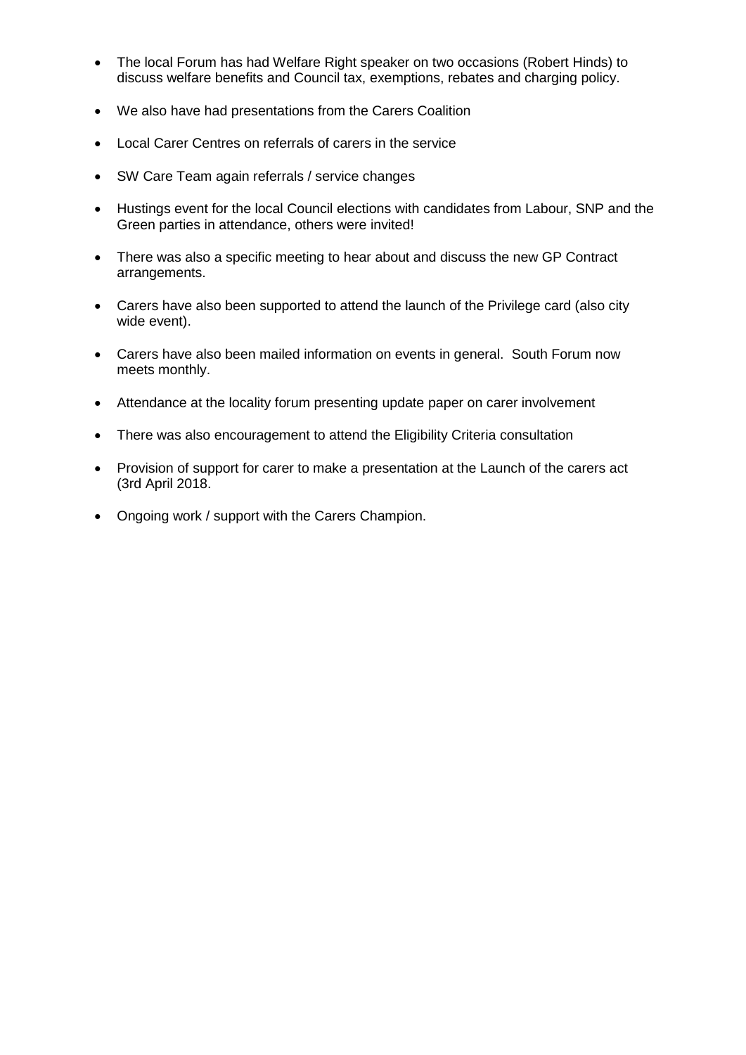- The local Forum has had Welfare Right speaker on two occasions (Robert Hinds) to discuss welfare benefits and Council tax, exemptions, rebates and charging policy.
- We also have had presentations from the Carers Coalition
- Local Carer Centres on referrals of carers in the service
- SW Care Team again referrals / service changes
- Hustings event for the local Council elections with candidates from Labour, SNP and the Green parties in attendance, others were invited!
- There was also a specific meeting to hear about and discuss the new GP Contract arrangements.
- Carers have also been supported to attend the launch of the Privilege card (also city wide event).
- Carers have also been mailed information on events in general. South Forum now meets monthly.
- Attendance at the locality forum presenting update paper on carer involvement
- There was also encouragement to attend the Eligibility Criteria consultation
- Provision of support for carer to make a presentation at the Launch of the carers act (3rd April 2018.
- Ongoing work / support with the Carers Champion.